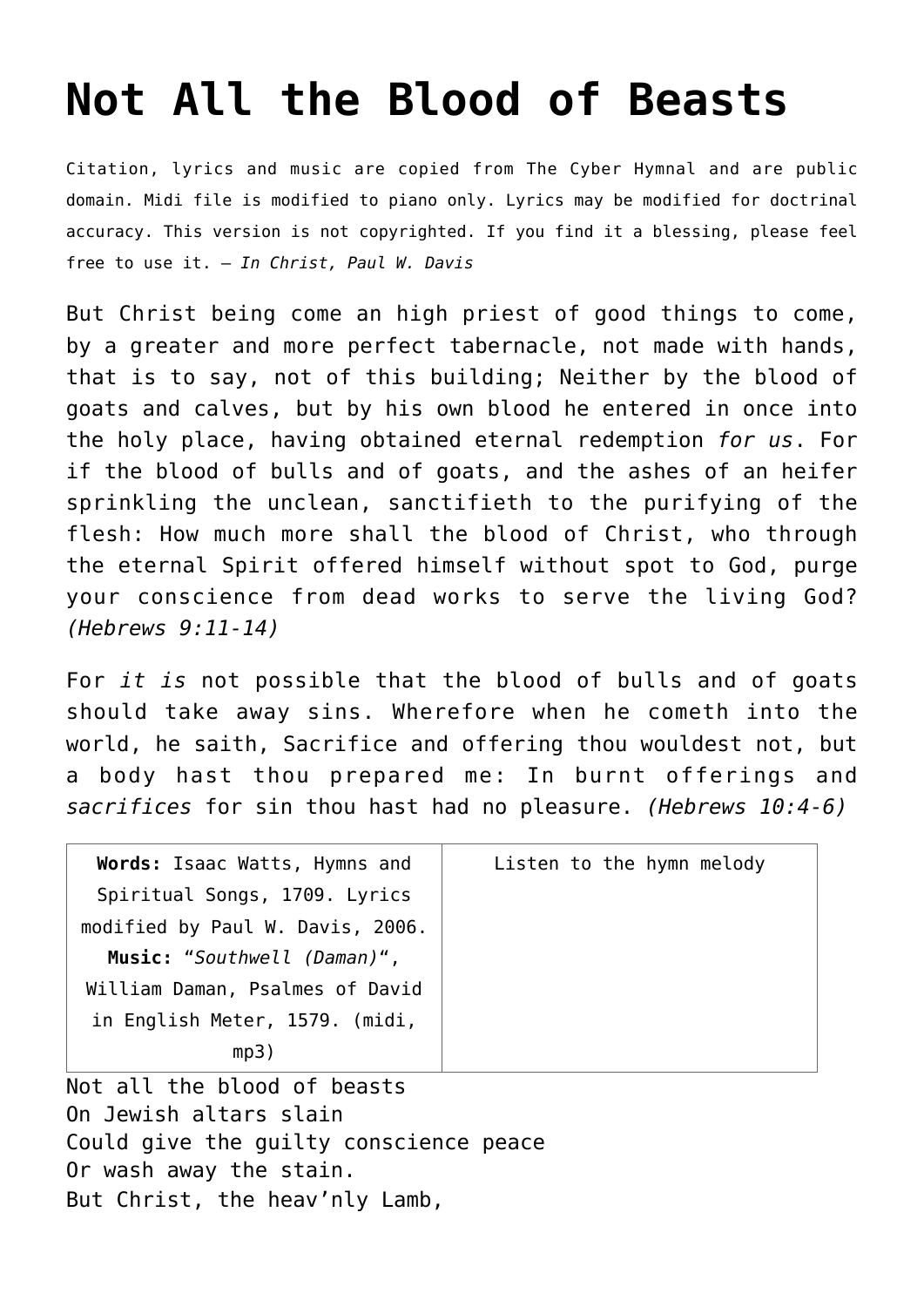# Not All the Blood of Beasts

Citation, lyrics and music are copied from The Cyber Hymnal and are public domain. Midi file is modified to piano only. Lyrics may be modified for doctrinal accuracy. This version is not copyrighted. If you find it a blessing, please feel free to use it. – *In Christ, Paul W. Davis*

But Christ being come an high priest of good things to come, by a greater and more perfect tabernacle, not made with hands, that is to say, not of this building; Neither by the blood of goats and calves, but by his own blood he entered in once into the holy place, having obtained eternal redemption *for us*. For if the blood of bulls and of goats, and the ashes of an heifer sprinkling the unclean, sanctifieth to the purifying of the flesh: How much more shall the blood of Christ, who through the eternal Spirit offered himself without spot to God, purge your conscience from dead works to serve the living God? *(Hebrews 9:11-14)*

For *it is* not possible that the blood of bulls and of goats should take away sins. Wherefore when he cometh into the world, he saith, Sacrifice and offering thou wouldest not, but a body hast thou prepared me: In burnt offerings and *sacrifices* for sin thou hast had no pleasure. *(Hebrews 10:4-6)*

| **Words:** Isaac Watts, Hymns and Spiritual Songs, 1709. Lyrics modified by Paul W. Davis, 2006. **Music:** "*Southwell (Daman)*", William Daman, Psalmes of David in English Meter, 1579. (midi, mp3) | Listen to the hymn melody |
|---|---|

Not all the blood of beasts
On Jewish altars slain
Could give the guilty conscience peace
Or wash away the stain.
But Christ, the heav'nly Lamb,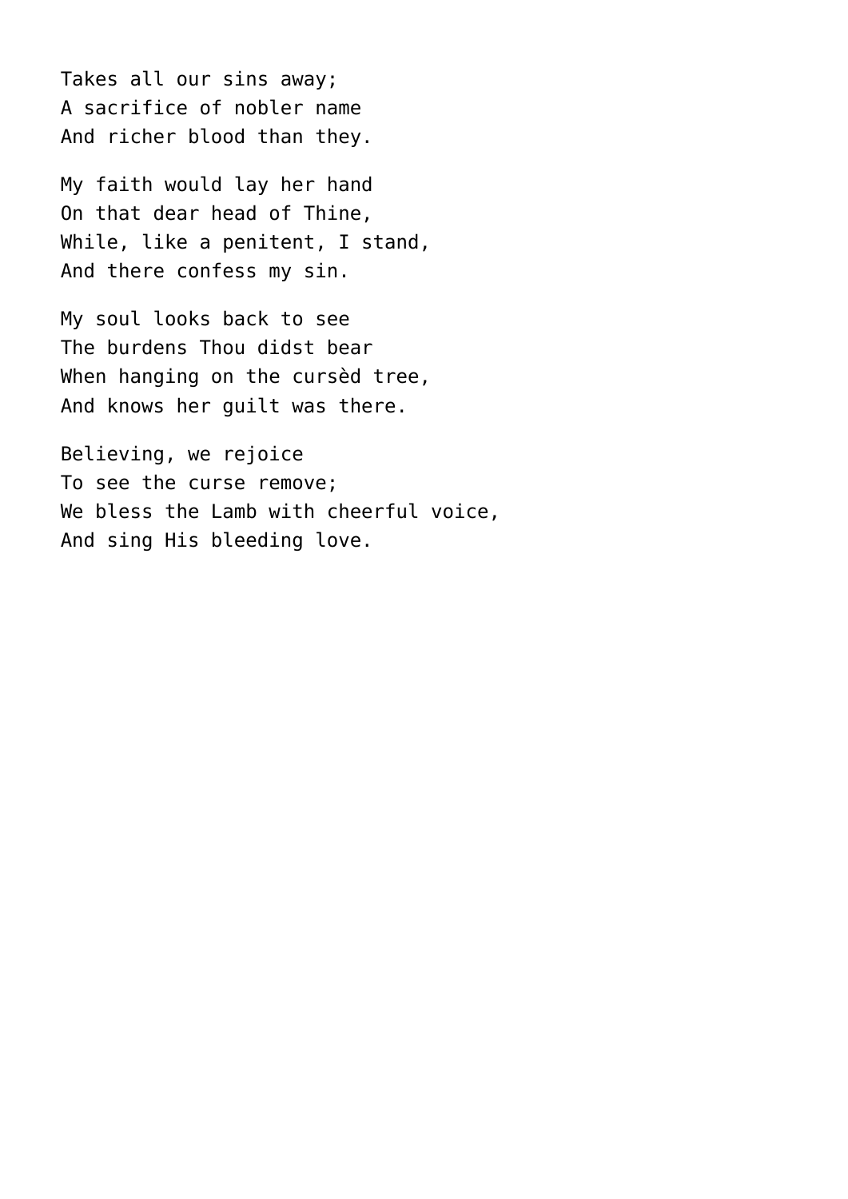Takes all our sins away;
A sacrifice of nobler name
And richer blood than they.

My faith would lay her hand
On that dear head of Thine,
While, like a penitent, I stand,
And there confess my sin.

My soul looks back to see
The burdens Thou didst bear
When hanging on the cursèd tree,
And knows her guilt was there.

Believing, we rejoice
To see the curse remove;
We bless the Lamb with cheerful voice,
And sing His bleeding love.